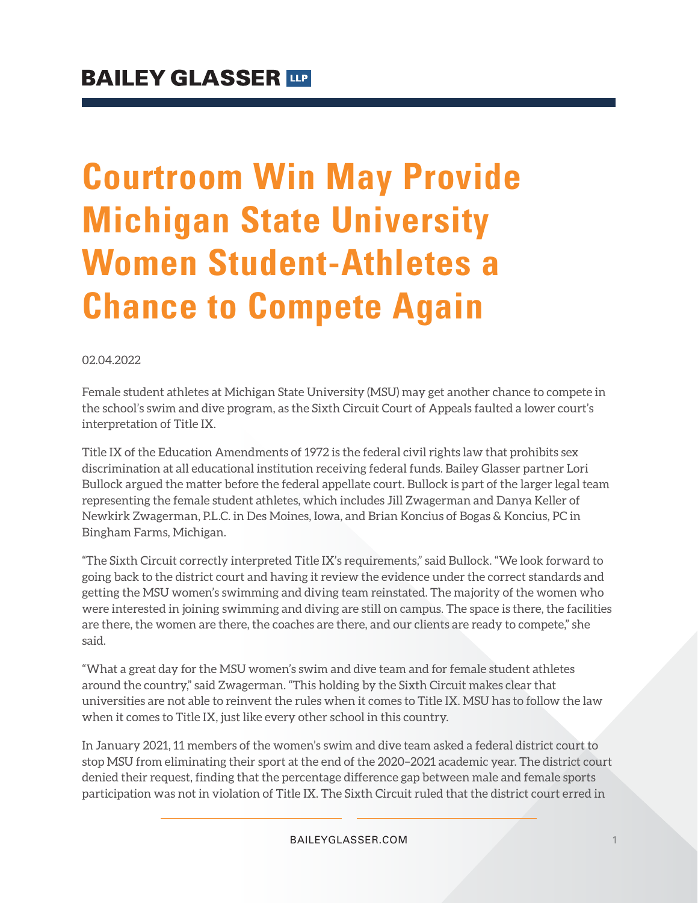# Courtroom Win May Provide Michigan State University Women Student-Athletes a Chance to Compete Again

02.04.2022

Female student athletes at Michigan State University (MSU) may get another chance to compete in the school's swim and dive program, as the Sixth Circuit Court of Appeals faulted a lower court's interpretation of Title IX.

Title IX of the Education Amendments of 1972 is the federal civil rights law that prohibits sex discrimination at all educational institution receiving federal funds. Bailey Glasser partner Lori Bullock argued the matter before the federal appellate court. Bullock is part of the larger legal team representing the female student athletes, which includes Jill Zwagerman and Danya Keller of Newkirk Zwagerman, P.L.C. in Des Moines, Iowa, and Brian Koncius of Bogas & Koncius, PC in Bingham Farms, Michigan.

"The Sixth Circuit correctly interpreted Title IX's requirements," said Bullock. "We look forward to going back to the district court and having it review the evidence under the correct standards and getting the MSU women's swimming and diving team reinstated. The majority of the women who were interested in joining swimming and diving are still on campus. The space is there, the facilities are there, the women are there, the coaches are there, and our clients are ready to compete," she said.

"What a great day for the MSU women's swim and dive team and for female student athletes around the country," said Zwagerman. "This holding by the Sixth Circuit makes clear that universities are not able to reinvent the rules when it comes to Title IX. MSU has to follow the law when it comes to Title IX, just like every other school in this country.

In January 2021, 11 members of the women's swim and dive team asked a federal district court to stop MSU from eliminating their sport at the end of the 2020–2021 academic year. The district court denied their request, finding that the percentage difference gap between male and female sports participation was not in violation of Title IX. The Sixth Circuit ruled that the district court erred in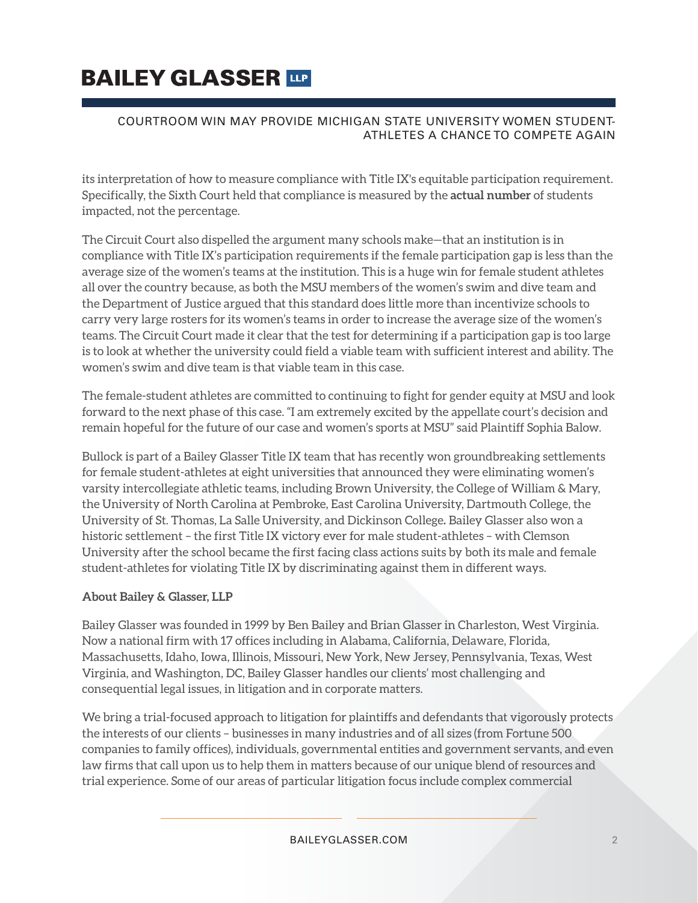its interpretation of how to measure compliance with Title IX's equitable participation requirement. Specifically, the Sixth Court held that compliance is measured by the **actual number** of students impacted, not the percentage.

The Circuit Court also dispelled the argument many schools make—that an institution is in compliance with Title IX's participation requirements if the female participation gap is less than the average size of the women's teams at the institution. This is a huge win for female student athletes all over the country because, as both the MSU members of the women's swim and dive team and the Department of Justice argued that this standard does little more than incentivize schools to carry very large rosters for its women's teams in order to increase the average size of the women's teams. The Circuit Court made it clear that the test for determining if a participation gap is too large is to look at whether the university could field a viable team with sufficient interest and ability. The women's swim and dive team is that viable team in this case.

The female-student athletes are committed to continuing to fight for gender equity at MSU and look forward to the next phase of this case. "I am extremely excited by the appellate court's decision and remain hopeful for the future of our case and women's sports at MSU" said Plaintiff Sophia Balow.

Bullock is part of a Bailey Glasser Title IX team that has recently won groundbreaking settlements for female student-athletes at eight universities that announced they were eliminating women's varsity intercollegiate athletic teams, including Brown University, the College of William & Mary, the University of North Carolina at Pembroke, East Carolina University, Dartmouth College, the University of St. Thomas, La Salle University, and Dickinson College. Bailey Glasser also won a historic settlement – the first Title IX victory ever for male student-athletes – with Clemson University after the school became the first facing class actions suits by both its male and female student-athletes for violating Title IX by discriminating against them in different ways.

**About Bailey & Glasser, LLP**

Bailey Glasser was founded in 1999 by Ben Bailey and Brian Glasser in Charleston, West Virginia. Now a national firm with 17 offices including in Alabama, California, Delaware, Florida, Massachusetts, Idaho, Iowa, Illinois, Missouri, New York, New Jersey, Pennsylvania, Texas, West Virginia, and Washington, DC, Bailey Glasser handles our clients' most challenging and consequential legal issues, in litigation and in corporate matters.

We bring a trial-focused approach to litigation for plaintiffs and defendants that vigorously protects the interests of our clients – businesses in many industries and of all sizes (from Fortune 500 companies to family offices), individuals, governmental entities and government servants, and even law firms that call upon us to help them in matters because of our unique blend of resources and trial experience. Some of our areas of particular litigation focus include complex commercial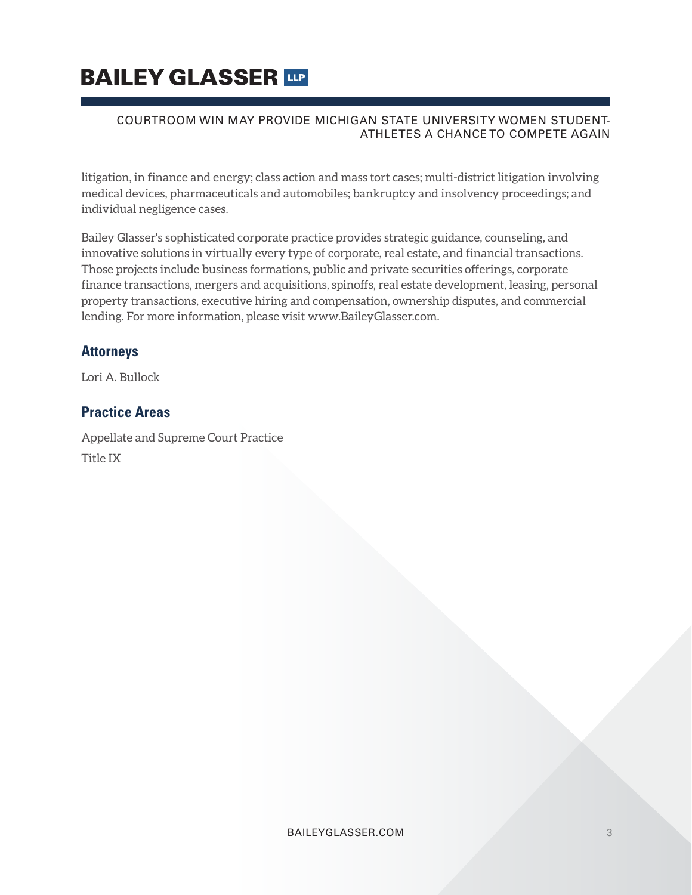litigation, in finance and energy; class action and mass tort cases; multi-district litigation involving medical devices, pharmaceuticals and automobiles; bankruptcy and insolvency proceedings; and individual negligence cases.

Bailey Glasser's sophisticated corporate practice provides strategic guidance, counseling, and innovative solutions in virtually every type of corporate, real estate, and financial transactions. Those projects include business formations, public and private securities offerings, corporate finance transactions, mergers and acquisitions, spinoffs, real estate development, leasing, personal property transactions, executive hiring and compensation, ownership disputes, and commercial lending. For more information, please visit www.BaileyGlasser.com.

## Attorneys

Lori A. Bullock

## Practice Areas

Appellate and Supreme Court Practice

Title IX